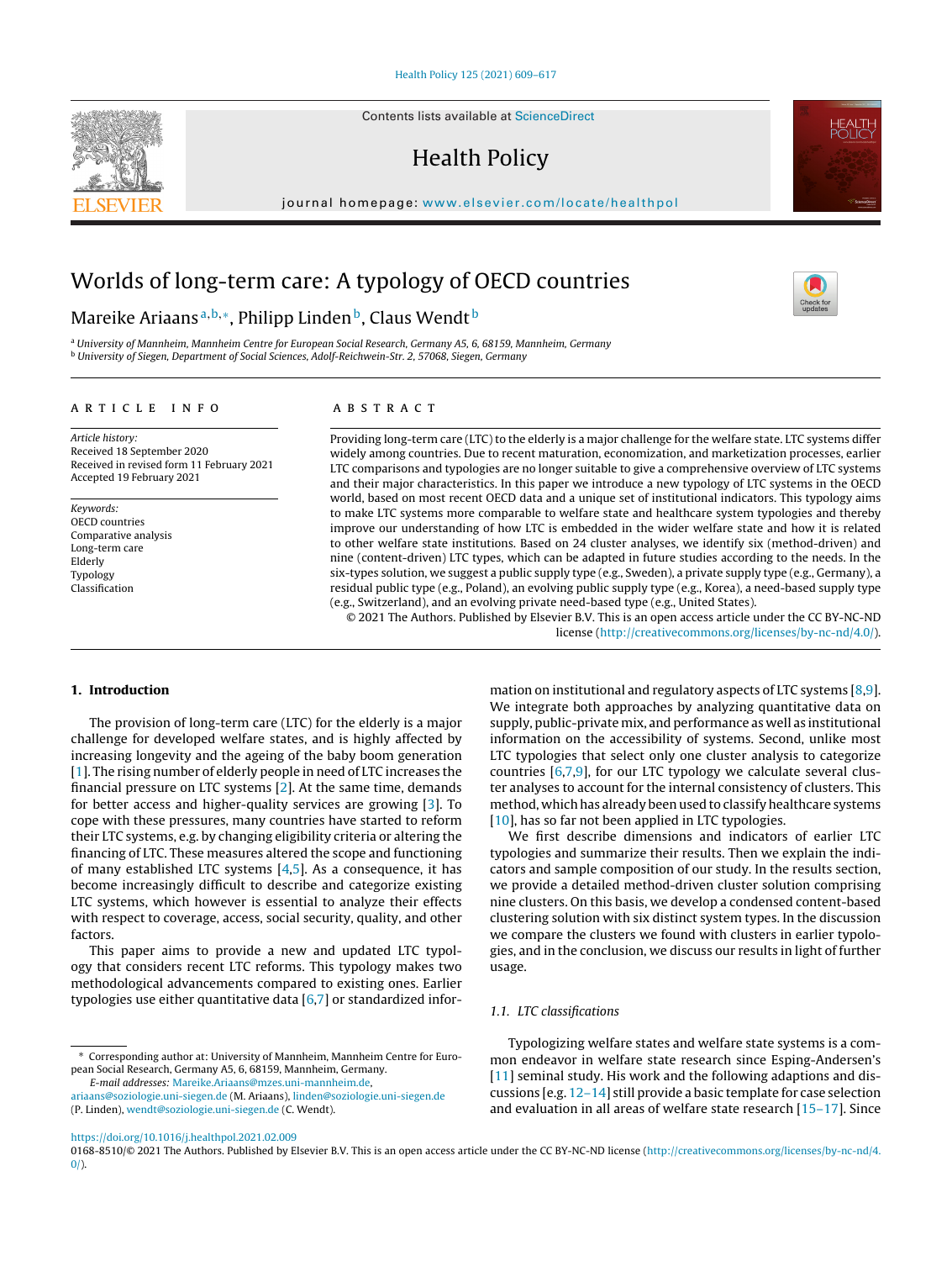# Worlds of long-term care: A typology of OECD countries

Mareike Ariaans[a,b,*], Philipp Linden[b], Claus Wendt[b]

[a] University of Mannheim, Mannheim Centre for European Social Research, Germany A5, 6, 68159, Mannheim, Germany
[b] University of Siegen, Department of Social Sciences, Adolf-Reichwein-Str. 2, 57068, Siegen, Germany

## ARTICLE INFO

*Article history:*
Received 18 September 2020
Received in revised form 11 February 2021
Accepted 19 February 2021

*Keywords:*
OECD countries
Comparative analysis
Long-term care
Elderly
Typology
Classification

## ABSTRACT

Providing long-term care (LTC) to the elderly is a major challenge for the welfare state. LTC systems differ widely among countries. Due to recent maturation, economization, and marketization processes, earlier LTC comparisons and typologies are no longer suitable to give a comprehensive overview of LTC systems and their major characteristics. In this paper we introduce a new typology of LTC systems in the OECD world, based on most recent OECD data and a unique set of institutional indicators. This typology aims to make LTC systems more comparable to welfare state and healthcare system typologies and thereby improve our understanding of how LTC is embedded in the wider welfare state and how it is related to other welfare state institutions. Based on 24 cluster analyses, we identify six (method-driven) and nine (content-driven) LTC types, which can be adapted in future studies according to the needs. In the six-types solution, we suggest a public supply type (e.g., Sweden), a private supply type (e.g., Germany), a residual public type (e.g., Poland), an evolving public supply type (e.g., Korea), a need-based supply type (e.g., Switzerland), and an evolving private need-based type (e.g., United States).

© 2021 The Authors. Published by Elsevier B.V. This is an open access article under the CC BY-NC-ND license (http://creativecommons.org/licenses/by-nc-nd/4.0/).

## 1. Introduction

The provision of long-term care (LTC) for the elderly is a major challenge for developed welfare states, and is highly affected by increasing longevity and the ageing of the baby boom generation [1]. The rising number of elderly people in need of LTC increases the financial pressure on LTC systems [2]. At the same time, demands for better access and higher-quality services are growing [3]. To cope with these pressures, many countries have started to reform their LTC systems, e.g. by changing eligibility criteria or altering the financing of LTC. These measures altered the scope and functioning of many established LTC systems [4,5]. As a consequence, it has become increasingly difficult to describe and categorize existing LTC systems, which however is essential to analyze their effects with respect to coverage, access, social security, quality, and other factors.

This paper aims to provide a new and updated LTC typology that considers recent LTC reforms. This typology makes two methodological advancements compared to existing ones. Earlier typologies use either quantitative data [6,7] or standardized information on institutional and regulatory aspects of LTC systems [8,9]. We integrate both approaches by analyzing quantitative data on supply, public-private mix, and performance as well as institutional information on the accessibility of systems. Second, unlike most LTC typologies that select only one cluster analysis to categorize countries [6,7,9], for our LTC typology we calculate several cluster analyses to account for the internal consistency of clusters. This method, which has already been used to classify healthcare systems [10], has so far not been applied in LTC typologies.

We first describe dimensions and indicators of earlier LTC typologies and summarize their results. Then we explain the indicators and sample composition of our study. In the results section, we provide a detailed method-driven cluster solution comprising nine clusters. On this basis, we develop a condensed content-based clustering solution with six distinct system types. In the discussion we compare the clusters we found with clusters in earlier typologies, and in the conclusion, we discuss our results in light of further usage.

### 1.1. LTC classifications

Typologizing welfare states and welfare state systems is a common endeavor in welfare state research since Esping-Andersen's [11] seminal study. His work and the following adaptions and discussions [e.g. 12–14] still provide a basic template for case selection and evaluation in all areas of welfare state research [15–17]. Since

* Corresponding author at: University of Mannheim, Mannheim Centre for European Social Research, Germany A5, 6, 68159, Mannheim, Germany.
*E-mail addresses:* Mareike.Ariaans@mzes.uni-mannheim.de, ariaans@soziologie.uni-siegen.de (M. Ariaans), linden@soziologie.uni-siegen.de (P. Linden), wendt@soziologie.uni-siegen.de (C. Wendt).

https://doi.org/10.1016/j.healthpol.2021.02.009
0168-8510/© 2021 The Authors. Published by Elsevier B.V. This is an open access article under the CC BY-NC-ND license (http://creativecommons.org/licenses/by-nc-nd/4.0/).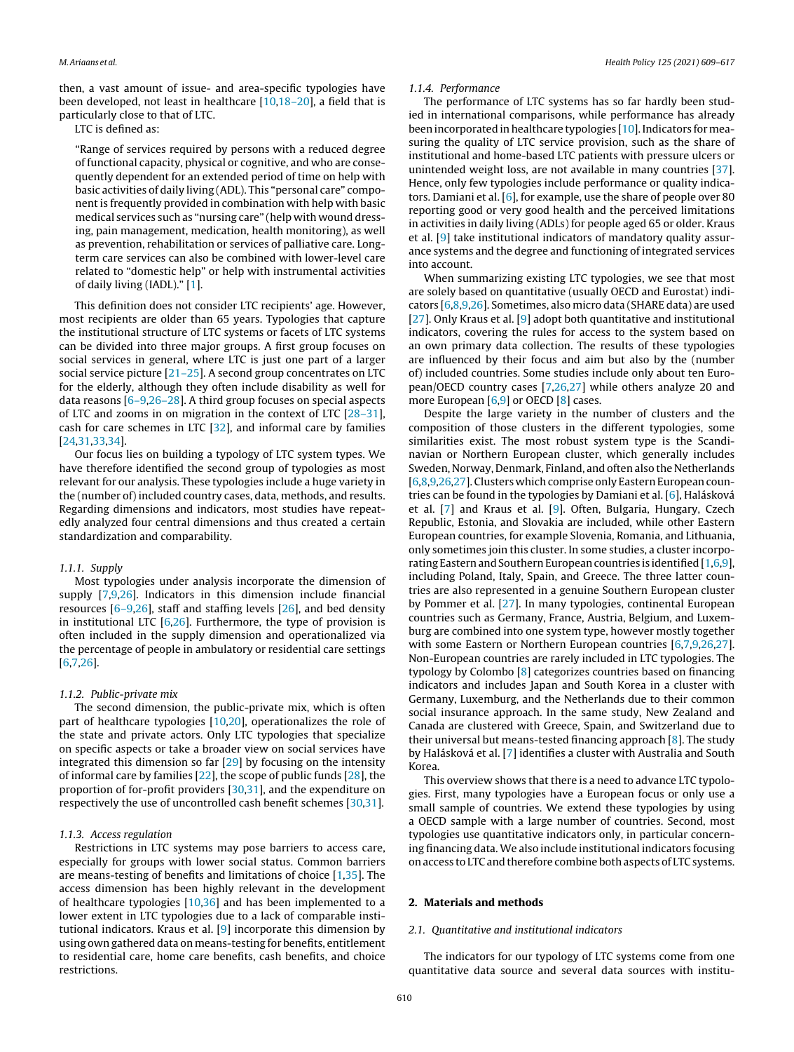then, a vast amount of issue- and area-specific typologies have been developed, not least in healthcare [10,18–20], a field that is particularly close to that of LTC.

LTC is defined as:

> "Range of services required by persons with a reduced degree of functional capacity, physical or cognitive, and who are consequently dependent for an extended period of time on help with basic activities of daily living (ADL). This "personal care" component is frequently provided in combination with help with basic medical services such as "nursing care" (help with wound dressing, pain management, medication, health monitoring), as well as prevention, rehabilitation or services of palliative care. Long-term care services can also be combined with lower-level care related to "domestic help" or help with instrumental activities of daily living (IADL)." [1].

This definition does not consider LTC recipients' age. However, most recipients are older than 65 years. Typologies that capture the institutional structure of LTC systems or facets of LTC systems can be divided into three major groups. A first group focuses on social services in general, where LTC is just one part of a larger social service picture [21–25]. A second group concentrates on LTC for the elderly, although they often include disability as well for data reasons [6–9,26–28]. A third group focuses on special aspects of LTC and zooms in on migration in the context of LTC [28–31], cash for care schemes in LTC [32], and informal care by families [24,31,33,34].

Our focus lies on building a typology of LTC system types. We have therefore identified the second group of typologies as most relevant for our analysis. These typologies include a huge variety in the (number of) included country cases, data, methods, and results. Regarding dimensions and indicators, most studies have repeatedly analyzed four central dimensions and thus created a certain standardization and comparability.

#### 1.1.1. Supply

Most typologies under analysis incorporate the dimension of supply [7,9,26]. Indicators in this dimension include financial resources [6–9,26], staff and staffing levels [26], and bed density in institutional LTC [6,26]. Furthermore, the type of provision is often included in the supply dimension and operationalized via the percentage of people in ambulatory or residential care settings [6,7,26].

#### 1.1.2. Public-private mix

The second dimension, the public-private mix, which is often part of healthcare typologies [10,20], operationalizes the role of the state and private actors. Only LTC typologies that specialize on specific aspects or take a broader view on social services have integrated this dimension so far [29] by focusing on the intensity of informal care by families [22], the scope of public funds [28], the proportion of for-profit providers [30,31], and the expenditure on respectively the use of uncontrolled cash benefit schemes [30,31].

#### 1.1.3. Access regulation

Restrictions in LTC systems may pose barriers to access care, especially for groups with lower social status. Common barriers are means-testing of benefits and limitations of choice [1,35]. The access dimension has been highly relevant in the development of healthcare typologies [10,36] and has been implemented to a lower extent in LTC typologies due to a lack of comparable institutional indicators. Kraus et al. [9] incorporate this dimension by using own gathered data on means-testing for benefits, entitlement to residential care, home care benefits, cash benefits, and choice restrictions.

#### 1.1.4. Performance

The performance of LTC systems has so far hardly been studied in international comparisons, while performance has already been incorporated in healthcare typologies [10]. Indicators for measuring the quality of LTC service provision, such as the share of institutional and home-based LTC patients with pressure ulcers or unintended weight loss, are not available in many countries [37]. Hence, only few typologies include performance or quality indicators. Damiani et al. [6], for example, use the share of people over 80 reporting good or very good health and the perceived limitations in activities in daily living (ADLs) for people aged 65 or older. Kraus et al. [9] take institutional indicators of mandatory quality assurance systems and the degree and functioning of integrated services into account.

When summarizing existing LTC typologies, we see that most are solely based on quantitative (usually OECD and Eurostat) indicators [6,8,9,26]. Sometimes, also micro data (SHARE data) are used [27]. Only Kraus et al. [9] adopt both quantitative and institutional indicators, covering the rules for access to the system based on an own primary data collection. The results of these typologies are influenced by their focus and aim but also by the (number of) included countries. Some studies include only about ten European/OECD country cases [7,26,27] while others analyze 20 and more European [6,9] or OECD [8] cases.

Despite the large variety in the number of clusters and the composition of those clusters in the different typologies, some similarities exist. The most robust system type is the Scandinavian or Northern European cluster, which generally includes Sweden, Norway, Denmark, Finland, and often also the Netherlands [6,8,9,26,27]. Clusters which comprise only Eastern European countries can be found in the typologies by Damiani et al. [6], Halásková et al. [7] and Kraus et al. [9]. Often, Bulgaria, Hungary, Czech Republic, Estonia, and Slovakia are included, while other Eastern European countries, for example Slovenia, Romania, and Lithuania, only sometimes join this cluster. In some studies, a cluster incorporating Eastern and Southern European countries is identified [1,6,9], including Poland, Italy, Spain, and Greece. The three latter countries are also represented in a genuine Southern European cluster by Pommer et al. [27]. In many typologies, continental European countries such as Germany, France, Austria, Belgium, and Luxemburg are combined into one system type, however mostly together with some Eastern or Northern European countries [6,7,9,26,27]. Non-European countries are rarely included in LTC typologies. The typology by Colombo [8] categorizes countries based on financing indicators and includes Japan and South Korea in a cluster with Germany, Luxemburg, and the Netherlands due to their common social insurance approach. In the same study, New Zealand and Canada are clustered with Greece, Spain, and Switzerland due to their universal but means-tested financing approach [8]. The study by Halásková et al. [7] identifies a cluster with Australia and South Korea.

This overview shows that there is a need to advance LTC typologies. First, many typologies have a European focus or only use a small sample of countries. We extend these typologies by using a OECD sample with a large number of countries. Second, most typologies use quantitative indicators only, in particular concerning financing data. We also include institutional indicators focusing on access to LTC and therefore combine both aspects of LTC systems.

## 2. Materials and methods

### 2.1. Quantitative and institutional indicators

The indicators for our typology of LTC systems come from one quantitative data source and several data sources with institu-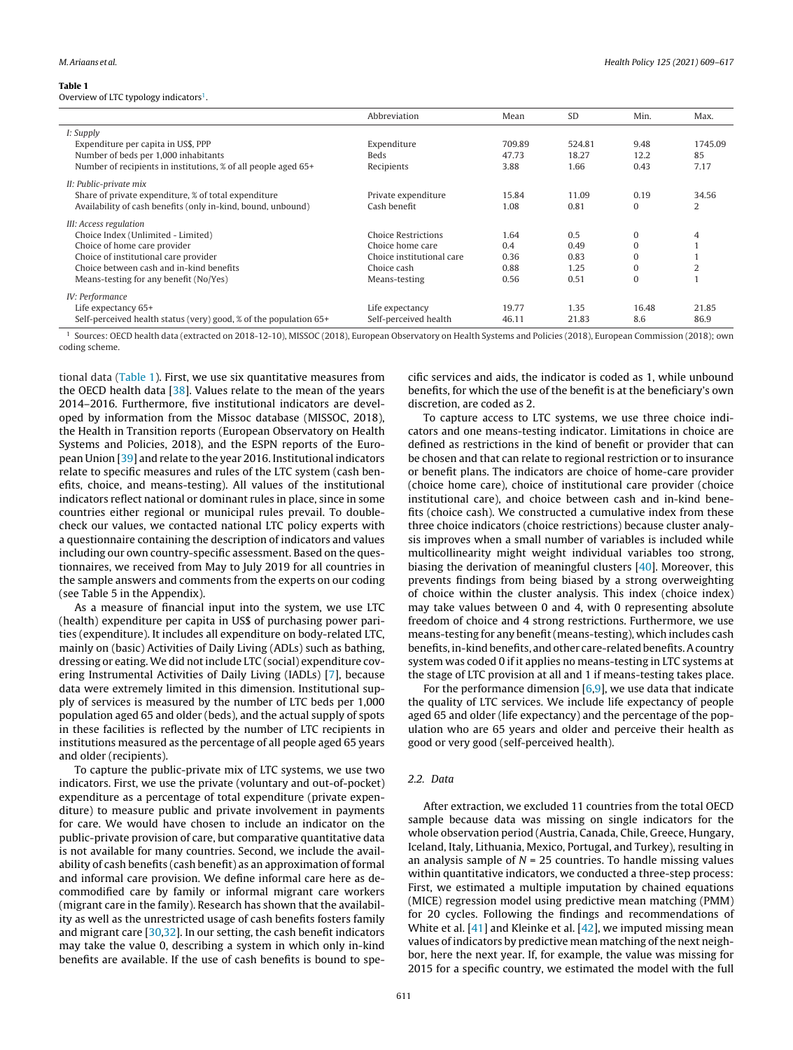**Table 1**
Overview of LTC typology indicators[1].

| | Abbreviation | Mean | SD | Min. | Max. |
|---|---|---|---|---|---|
| *I: Supply* | | | | | |
| Expenditure per capita in US$, PPP | Expenditure | 709.89 | 524.81 | 9.48 | 1745.09 |
| Number of beds per 1,000 inhabitants | Beds | 47.73 | 18.27 | 12.2 | 85 |
| Number of recipients in institutions, % of all people aged 65+ | Recipients | 3.88 | 1.66 | 0.43 | 7.17 |
| *II: Public-private mix* | | | | | |
| Share of private expenditure, % of total expenditure | Private expenditure | 15.84 | 11.09 | 0.19 | 34.56 |
| Availability of cash benefits (only in-kind, bound, unbound) | Cash benefit | 1.08 | 0.81 | 0 | 2 |
| *III: Access regulation* | | | | | |
| Choice Index (Unlimited - Limited) | Choice Restrictions | 1.64 | 0.5 | 0 | 4 |
| Choice of home care provider | Choice home care | 0.4 | 0.49 | 0 | 1 |
| Choice of institutional care provider | Choice institutional care | 0.36 | 0.83 | 0 | 1 |
| Choice between cash and in-kind benefits | Choice cash | 0.88 | 1.25 | 0 | 2 |
| Means-testing for any benefit (No/Yes) | Means-testing | 0.56 | 0.51 | 0 | 1 |
| *IV: Performance* | | | | | |
| Life expectancy 65+ | Life expectancy | 19.77 | 1.35 | 16.48 | 21.85 |
| Self-perceived health status (very) good, % of the population 65+ | Self-perceived health | 46.11 | 21.83 | 8.6 | 86.9 |

[1] Sources: OECD health data (extracted on 2018-12-10), MISSOC (2018), European Observatory on Health Systems and Policies (2018), European Commission (2018); own coding scheme.

tional data (Table 1). First, we use six quantitative measures from the OECD health data [38]. Values relate to the mean of the years 2014–2016. Furthermore, five institutional indicators are developed by information from the Missoc database (MISSOC, 2018), the Health in Transition reports (European Observatory on Health Systems and Policies, 2018), and the ESPN reports of the European Union [39] and relate to the year 2016. Institutional indicators relate to specific measures and rules of the LTC system (cash benefits, choice, and means-testing). All values of the institutional indicators reflect national or dominant rules in place, since in some countries either regional or municipal rules prevail. To double-check our values, we contacted national LTC policy experts with a questionnaire containing the description of indicators and values including our own country-specific assessment. Based on the questionnaires, we received from May to July 2019 for all countries in the sample answers and comments from the experts on our coding (see Table 5 in the Appendix).

As a measure of financial input into the system, we use LTC (health) expenditure per capita in US$ of purchasing power parities (expenditure). It includes all expenditure on body-related LTC, mainly on (basic) Activities of Daily Living (ADLs) such as bathing, dressing or eating. We did not include LTC (social) expenditure covering Instrumental Activities of Daily Living (IADLs) [7], because data were extremely limited in this dimension. Institutional supply of services is measured by the number of LTC beds per 1,000 population aged 65 and older (beds), and the actual supply of spots in these facilities is reflected by the number of LTC recipients in institutions measured as the percentage of all people aged 65 years and older (recipients).

To capture the public-private mix of LTC systems, we use two indicators. First, we use the private (voluntary and out-of-pocket) expenditure as a percentage of total expenditure (private expenditure) to measure public and private involvement in payments for care. We would have chosen to include an indicator on the public-private provision of care, but comparative quantitative data is not available for many countries. Second, we include the availability of cash benefits (cash benefit) as an approximation of formal and informal care provision. We define informal care here as decommodified care by family or informal migrant care workers (migrant care in the family). Research has shown that the availability as well as the unrestricted usage of cash benefits fosters family and migrant care [30,32]. In our setting, the cash benefit indicators may take the value 0, describing a system in which only in-kind benefits are available. If the use of cash benefits is bound to specific services and aids, the indicator is coded as 1, while unbound benefits, for which the use of the benefit is at the beneficiary's own discretion, are coded as 2.

To capture access to LTC systems, we use three choice indicators and one means-testing indicator. Limitations in choice are defined as restrictions in the kind of benefit or provider that can be chosen and that can relate to regional restriction or to insurance or benefit plans. The indicators are choice of home-care provider (choice home care), choice of institutional care provider (choice institutional care), and choice between cash and in-kind benefits (choice cash). We constructed a cumulative index from these three choice indicators (choice restrictions) because cluster analysis improves when a small number of variables is included while multicollinearity might weight individual variables too strong, biasing the derivation of meaningful clusters [40]. Moreover, this prevents findings from being biased by a strong overweighting of choice within the cluster analysis. This index (choice index) may take values between 0 and 4, with 0 representing absolute freedom of choice and 4 strong restrictions. Furthermore, we use means-testing for any benefit (means-testing), which includes cash benefits, in-kind benefits, and other care-related benefits. A country system was coded 0 if it applies no means-testing in LTC systems at the stage of LTC provision at all and 1 if means-testing takes place.

For the performance dimension [6,9], we use data that indicate the quality of LTC services. We include life expectancy of people aged 65 and older (life expectancy) and the percentage of the population who are 65 years and older and perceive their health as good or very good (self-perceived health).

### 2.2. Data

After extraction, we excluded 11 countries from the total OECD sample because data was missing on single indicators for the whole observation period (Austria, Canada, Chile, Greece, Hungary, Iceland, Italy, Lithuania, Mexico, Portugal, and Turkey), resulting in an analysis sample of $N = 25$ countries. To handle missing values within quantitative indicators, we conducted a three-step process: First, we estimated a multiple imputation by chained equations (MICE) regression model using predictive mean matching (PMM) for 20 cycles. Following the findings and recommendations of White et al. [41] and Kleinke et al. [42], we imputed missing mean values of indicators by predictive mean matching of the next neighbor, here the next year. If, for example, the value was missing for 2015 for a specific country, we estimated the model with the full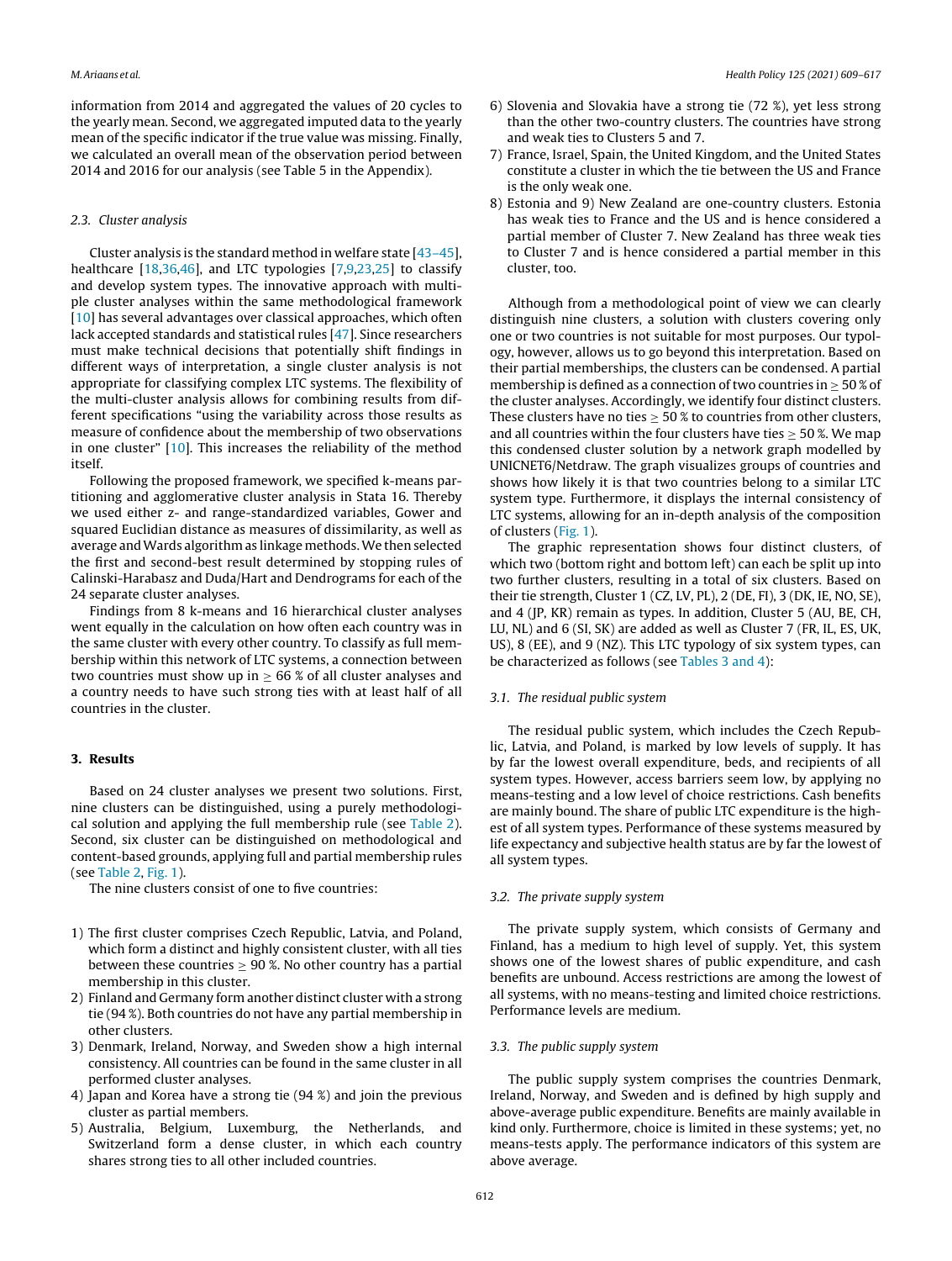information from 2014 and aggregated the values of 20 cycles to the yearly mean. Second, we aggregated imputed data to the yearly mean of the specific indicator if the true value was missing. Finally, we calculated an overall mean of the observation period between 2014 and 2016 for our analysis (see Table 5 in the Appendix).

### 2.3. Cluster analysis

Cluster analysis is the standard method in welfare state [43–45], healthcare [18,36,46], and LTC typologies [7,9,23,25] to classify and develop system types. The innovative approach with multiple cluster analyses within the same methodological framework [10] has several advantages over classical approaches, which often lack accepted standards and statistical rules [47]. Since researchers must make technical decisions that potentially shift findings in different ways of interpretation, a single cluster analysis is not appropriate for classifying complex LTC systems. The flexibility of the multi-cluster analysis allows for combining results from different specifications "using the variability across those results as measure of confidence about the membership of two observations in one cluster" [10]. This increases the reliability of the method itself.

Following the proposed framework, we specified k-means partitioning and agglomerative cluster analysis in Stata 16. Thereby we used either z- and range-standardized variables, Gower and squared Euclidian distance as measures of dissimilarity, as well as average and Wards algorithm as linkage methods. We then selected the first and second-best result determined by stopping rules of Calinski-Harabasz and Duda/Hart and Dendrograms for each of the 24 separate cluster analyses.

Findings from 8 k-means and 16 hierarchical cluster analyses went equally in the calculation on how often each country was in the same cluster with every other country. To classify as full membership within this network of LTC systems, a connection between two countries must show up in ≥ 66 % of all cluster analyses and a country needs to have such strong ties with at least half of all countries in the cluster.

## 3. Results

Based on 24 cluster analyses we present two solutions. First, nine clusters can be distinguished, using a purely methodological solution and applying the full membership rule (see Table 2). Second, six cluster can be distinguished on methodological and content-based grounds, applying full and partial membership rules (see Table 2, Fig. 1).

The nine clusters consist of one to five countries:

1) The first cluster comprises Czech Republic, Latvia, and Poland, which form a distinct and highly consistent cluster, with all ties between these countries ≥ 90 %. No other country has a partial membership in this cluster.
2) Finland and Germany form another distinct cluster with a strong tie (94 %). Both countries do not have any partial membership in other clusters.
3) Denmark, Ireland, Norway, and Sweden show a high internal consistency. All countries can be found in the same cluster in all performed cluster analyses.
4) Japan and Korea have a strong tie (94 %) and join the previous cluster as partial members.
5) Australia, Belgium, Luxemburg, the Netherlands, and Switzerland form a dense cluster, in which each country shares strong ties to all other included countries.
6) Slovenia and Slovakia have a strong tie (72 %), yet less strong than the other two-country clusters. The countries have strong and weak ties to Clusters 5 and 7.
7) France, Israel, Spain, the United Kingdom, and the United States constitute a cluster in which the tie between the US and France is the only weak one.
8) Estonia and 9) New Zealand are one-country clusters. Estonia has weak ties to France and the US and is hence considered a partial member of Cluster 7. New Zealand has three weak ties to Cluster 7 and is hence considered a partial member in this cluster, too.

Although from a methodological point of view we can clearly distinguish nine clusters, a solution with clusters covering only one or two countries is not suitable for most purposes. Our typology, however, allows us to go beyond this interpretation. Based on their partial memberships, the clusters can be condensed. A partial membership is defined as a connection of two countries in ≥ 50 % of the cluster analyses. Accordingly, we identify four distinct clusters. These clusters have no ties ≥ 50 % to countries from other clusters, and all countries within the four clusters have ties ≥ 50 %. We map this condensed cluster solution by a network graph modelled by UNICNET6/Netdraw. The graph visualizes groups of countries and shows how likely it is that two countries belong to a similar LTC system type. Furthermore, it displays the internal consistency of LTC systems, allowing for an in-depth analysis of the composition of clusters (Fig. 1).

The graphic representation shows four distinct clusters, of which two (bottom right and bottom left) can each be split up into two further clusters, resulting in a total of six clusters. Based on their tie strength, Cluster 1 (CZ, LV, PL), 2 (DE, FI), 3 (DK, IE, NO, SE), and 4 (JP, KR) remain as types. In addition, Cluster 5 (AU, BE, CH, LU, NL) and 6 (SI, SK) are added as well as Cluster 7 (FR, IL, ES, UK, US), 8 (EE), and 9 (NZ). This LTC typology of six system types, can be characterized as follows (see Tables 3 and 4):

### 3.1. The residual public system

The residual public system, which includes the Czech Republic, Latvia, and Poland, is marked by low levels of supply. It has by far the lowest overall expenditure, beds, and recipients of all system types. However, access barriers seem low, by applying no means-testing and a low level of choice restrictions. Cash benefits are mainly bound. The share of public LTC expenditure is the highest of all system types. Performance of these systems measured by life expectancy and subjective health status are by far the lowest of all system types.

### 3.2. The private supply system

The private supply system, which consists of Germany and Finland, has a medium to high level of supply. Yet, this system shows one of the lowest shares of public expenditure, and cash benefits are unbound. Access restrictions are among the lowest of all systems, with no means-testing and limited choice restrictions. Performance levels are medium.

### 3.3. The public supply system

The public supply system comprises the countries Denmark, Ireland, Norway, and Sweden and is defined by high supply and above-average public expenditure. Benefits are mainly available in kind only. Furthermore, choice is limited in these systems; yet, no means-tests apply. The performance indicators of this system are above average.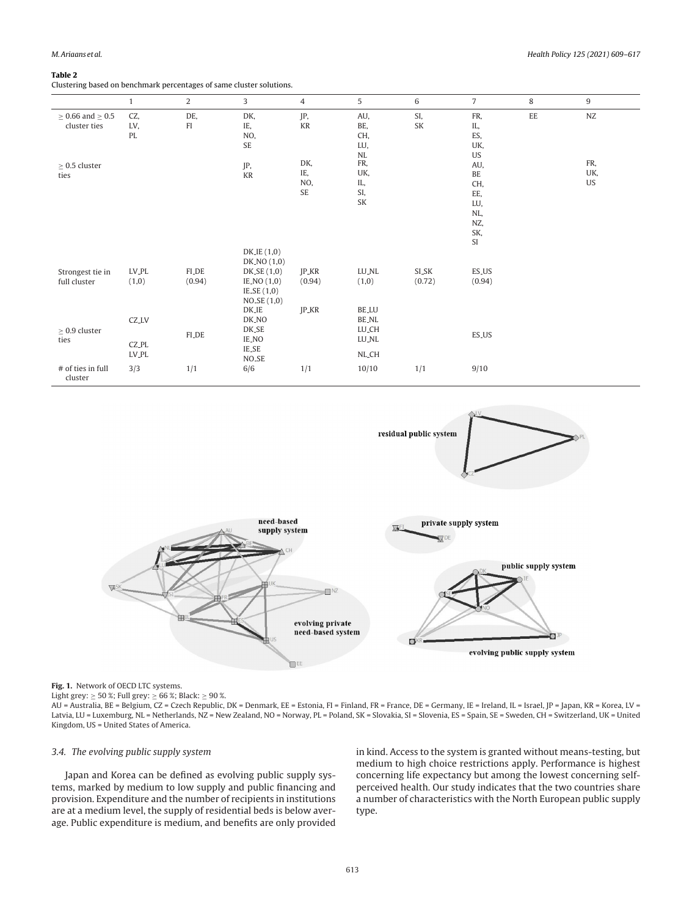**Table 2**
Clustering based on benchmark percentages of same cluster solutions.

| | 1 | 2 | 3 | 4 | 5 | 6 | 7 | 8 | 9 |
|---|---|---|---|---|---|---|---|---|---|
| ≥ 0.66 and ≥ 0.5 cluster ties | CZ, LV, PL | DE, FI | DK, IE, NO, SE | JP, KR | AU, BE, CH, LU, NL | SI, SK | FR, IL, ES, UK, US | EE | NZ |
| ≥ 0.5 cluster ties | | | JP, KR | DK, IE, NO, SE | FR, UK, IL, SI, SK | | AU, BE CH, EE, LU, NL, NZ, SK, SI | | FR, UK, US |
| Strongest tie in full cluster | LV_PL (1,0) | FI_DE (0.94) | DK_IE (1,0) DK_NO (1,0) DK_SE (1,0) IE_NO (1,0) IE_SE (1,0) NO_SE (1,0) | JP_KR (0.94) | LU_NL (1,0) | SI_SK (0.72) | ES_US (0.94) | | |
| ≥ 0.9 cluster ties | CZ_LV CZ_PL LV_PL | FI_DE | DK_IE DK_NO DK_SE IE_NO IE_SE NO_SE | JP_KR | BE_LU BE_NL LU_CH LU_NL NL_CH | | ES_US | | |
| # of ties in full cluster | 3/3 | 1/1 | 6/6 | 1/1 | 10/10 | 1/1 | 9/10 | | |

residual public system

need-based supply system

private supply system

public supply system

evolving private need-based system

evolving public supply system

**Fig. 1.** Network of OECD LTC systems.
Light grey: ≥ 50 %; Full grey: ≥ 66 %; Black: ≥ 90 %.
AU = Australia, BE = Belgium, CZ = Czech Republic, DK = Denmark, EE = Estonia, FI = Finland, FR = France, DE = Germany, IE = Ireland, IL = Israel, JP = Japan, KR = Korea, LV = Latvia, LU = Luxemburg, NL = Netherlands, NZ = New Zealand, NO = Norway, PL = Poland, SK = Slovakia, SI = Slovenia, ES = Spain, SE = Sweden, CH = Switzerland, UK = United Kingdom, US = United States of America.

### 3.4. The evolving public supply system

Japan and Korea can be defined as evolving public supply systems, marked by medium to low supply and public financing and provision. Expenditure and the number of recipients in institutions are at a medium level, the supply of residential beds is below average. Public expenditure is medium, and benefits are only provided in kind. Access to the system is granted without means-testing, but medium to high choice restrictions apply. Performance is highest concerning life expectancy but among the lowest concerning self-perceived health. Our study indicates that the two countries share a number of characteristics with the North European public supply type.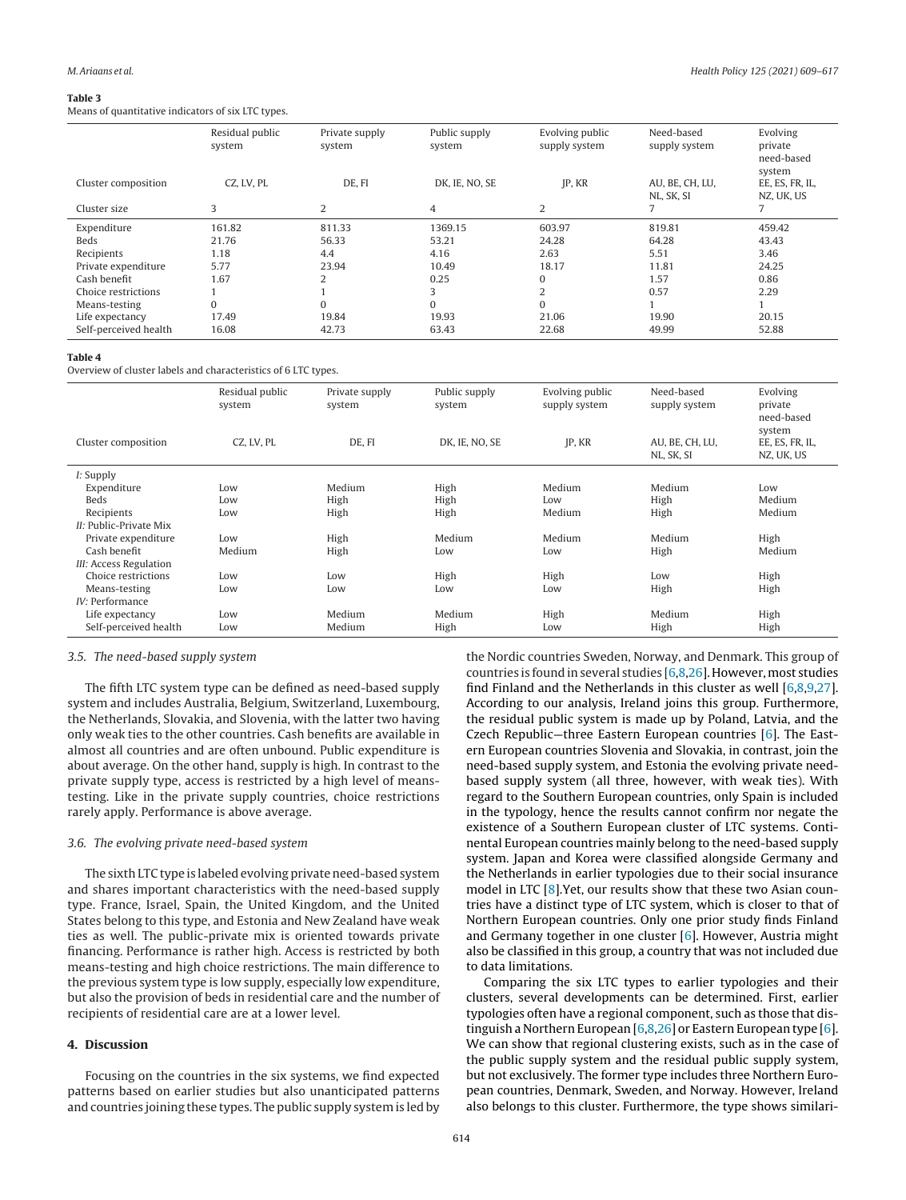**Table 3**
Means of quantitative indicators of six LTC types.

| | Residual public system | Private supply system | Public supply system | Evolving public supply system | Need-based supply system | Evolving private need-based system |
|---|---|---|---|---|---|---|
| Cluster composition | CZ, LV, PL | DE, FI | DK, IE, NO, SE | JP, KR | AU, BE, CH, LU, NL, SK, SI | EE, ES, FR, IL, NZ, UK, US |
| Cluster size | 3 | 2 | 4 | 2 | 7 | 7 |
| Expenditure | 161.82 | 811.33 | 1369.15 | 603.97 | 819.81 | 459.42 |
| Beds | 21.76 | 56.33 | 53.21 | 24.28 | 64.28 | 43.43 |
| Recipients | 1.18 | 4.4 | 4.16 | 2.63 | 5.51 | 3.46 |
| Private expenditure | 5.77 | 23.94 | 10.49 | 18.17 | 11.81 | 24.25 |
| Cash benefit | 1.67 | 2 | 0.25 | 0 | 1.57 | 0.86 |
| Choice restrictions | 1 | 1 | 3 | 2 | 0.57 | 2.29 |
| Means-testing | 0 | 0 | 0 | 0 | 1 | 1 |
| Life expectancy | 17.49 | 19.84 | 19.93 | 21.06 | 19.90 | 20.15 |
| Self-perceived health | 16.08 | 42.73 | 63.43 | 22.68 | 49.99 | 52.88 |

**Table 4**
Overview of cluster labels and characteristics of 6 LTC types.

| | Residual public system | Private supply system | Public supply system | Evolving public supply system | Need-based supply system | Evolving private need-based system |
|---|---|---|---|---|---|---|
| Cluster composition | CZ, LV, PL | DE, FI | DK, IE, NO, SE | JP, KR | AU, BE, CH, LU, NL, SK, SI | EE, ES, FR, IL, NZ, UK, US |
| *I:* Supply | | | | | | |
| Expenditure | Low | Medium | High | Medium | Medium | Low |
| Beds | Low | High | High | Low | High | Medium |
| Recipients | Low | High | High | Medium | High | Medium |
| *II:* Public-Private Mix | | | | | | |
| Private expenditure | Low | High | Medium | Medium | Medium | High |
| Cash benefit | Medium | High | Low | Low | High | Medium |
| *III:* Access Regulation | | | | | | |
| Choice restrictions | Low | Low | High | High | Low | High |
| Means-testing | Low | Low | Low | Low | High | High |
| *IV:* Performance | | | | | | |
| Life expectancy | Low | Medium | Medium | High | Medium | High |
| Self-perceived health | Low | Medium | High | Low | High | High |

### 3.5. The need-based supply system

The fifth LTC system type can be defined as need-based supply system and includes Australia, Belgium, Switzerland, Luxembourg, the Netherlands, Slovakia, and Slovenia, with the latter two having only weak ties to the other countries. Cash benefits are available in almost all countries and are often unbound. Public expenditure is about average. On the other hand, supply is high. In contrast to the private supply type, access is restricted by a high level of means-testing. Like in the private supply countries, choice restrictions rarely apply. Performance is above average.

### 3.6. The evolving private need-based system

The sixth LTC type is labeled evolving private need-based system and shares important characteristics with the need-based supply type. France, Israel, Spain, the United Kingdom, and the United States belong to this type, and Estonia and New Zealand have weak ties as well. The public-private mix is oriented towards private financing. Performance is rather high. Access is restricted by both means-testing and high choice restrictions. The main difference to the previous system type is low supply, especially low expenditure, but also the provision of beds in residential care and the number of recipients of residential care are at a lower level.

## 4. Discussion

Focusing on the countries in the six systems, we find expected patterns based on earlier studies but also unanticipated patterns and countries joining these types. The public supply system is led by the Nordic countries Sweden, Norway, and Denmark. This group of countries is found in several studies [6,8,26]. However, most studies find Finland and the Netherlands in this cluster as well [6,8,9,27]. According to our analysis, Ireland joins this group. Furthermore, the residual public system is made up by Poland, Latvia, and the Czech Republic—three Eastern European countries [6]. The Eastern European countries Slovenia and Slovakia, in contrast, join the need-based supply system, and Estonia the evolving private need-based supply system (all three, however, with weak ties). With regard to the Southern European countries, only Spain is included in the typology, hence the results cannot confirm nor negate the existence of a Southern European cluster of LTC systems. Continental European countries mainly belong to the need-based supply system. Japan and Korea were classified alongside Germany and the Netherlands in earlier typologies due to their social insurance model in LTC [8].Yet, our results show that these two Asian countries have a distinct type of LTC system, which is closer to that of Northern European countries. Only one prior study finds Finland and Germany together in one cluster [6]. However, Austria might also be classified in this group, a country that was not included due to data limitations.

Comparing the six LTC types to earlier typologies and their clusters, several developments can be determined. First, earlier typologies often have a regional component, such as those that distinguish a Northern European [6,8,26] or Eastern European type [6]. We can show that regional clustering exists, such as in the case of the public supply system and the residual public supply system, but not exclusively. The former type includes three Northern European countries, Denmark, Sweden, and Norway. However, Ireland also belongs to this cluster. Furthermore, the type shows similari-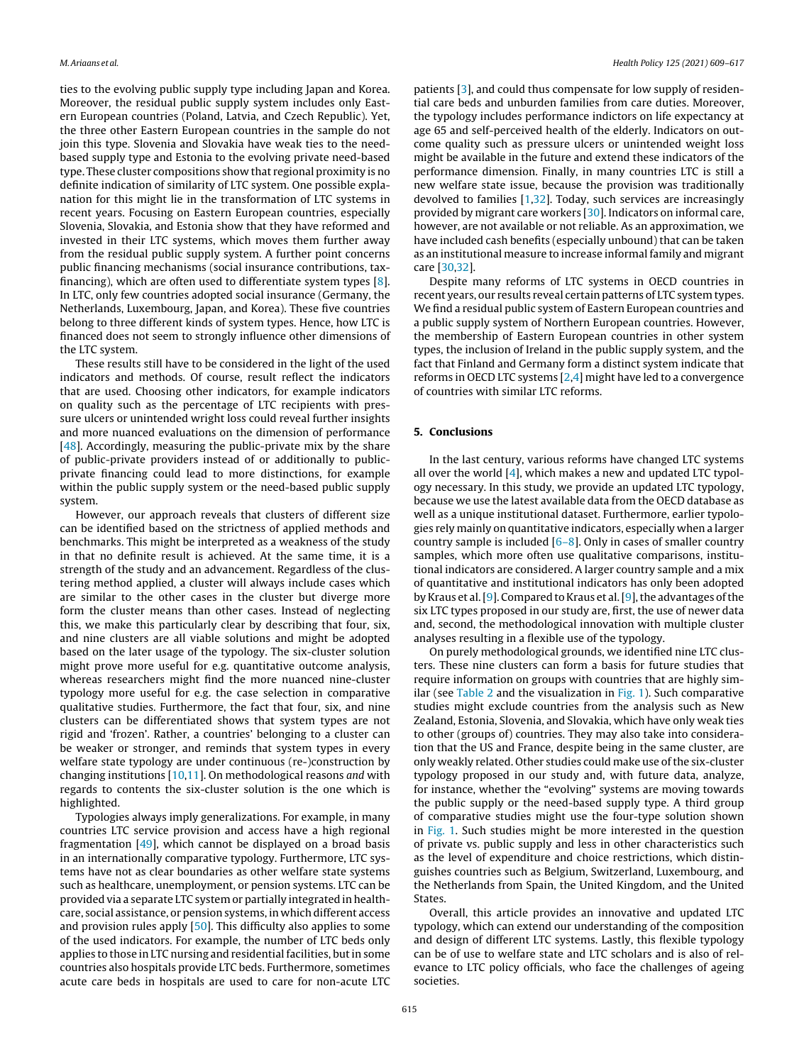ties to the evolving public supply type including Japan and Korea. Moreover, the residual public supply system includes only Eastern European countries (Poland, Latvia, and Czech Republic). Yet, the three other Eastern European countries in the sample do not join this type. Slovenia and Slovakia have weak ties to the need-based supply type and Estonia to the evolving private need-based type. These cluster compositions show that regional proximity is no definite indication of similarity of LTC system. One possible explanation for this might lie in the transformation of LTC systems in recent years. Focusing on Eastern European countries, especially Slovenia, Slovakia, and Estonia show that they have reformed and invested in their LTC systems, which moves them further away from the residual public supply system. A further point concerns public financing mechanisms (social insurance contributions, tax-financing), which are often used to differentiate system types [8]. In LTC, only few countries adopted social insurance (Germany, the Netherlands, Luxembourg, Japan, and Korea). These five countries belong to three different kinds of system types. Hence, how LTC is financed does not seem to strongly influence other dimensions of the LTC system.

These results still have to be considered in the light of the used indicators and methods. Of course, result reflect the indicators that are used. Choosing other indicators, for example indicators on quality such as the percentage of LTC recipients with pressure ulcers or unintended wright loss could reveal further insights and more nuanced evaluations on the dimension of performance [48]. Accordingly, measuring the public-private mix by the share of public-private providers instead of or additionally to public-private financing could lead to more distinctions, for example within the public supply system or the need-based public supply system.

However, our approach reveals that clusters of different size can be identified based on the strictness of applied methods and benchmarks. This might be interpreted as a weakness of the study in that no definite result is achieved. At the same time, it is a strength of the study and an advancement. Regardless of the clustering method applied, a cluster will always include cases which are similar to the other cases in the cluster but diverge more form the cluster means than other cases. Instead of neglecting this, we make this particularly clear by describing that four, six, and nine clusters are all viable solutions and might be adopted based on the later usage of the typology. The six-cluster solution might prove more useful for e.g. quantitative outcome analysis, whereas researchers might find the more nuanced nine-cluster typology more useful for e.g. the case selection in comparative qualitative studies. Furthermore, the fact that four, six, and nine clusters can be differentiated shows that system types are not rigid and 'frozen'. Rather, a countries' belonging to a cluster can be weaker or stronger, and reminds that system types in every welfare state typology are under continuous (re-)construction by changing institutions [10,11]. On methodological reasons *and* with regards to contents the six-cluster solution is the one which is highlighted.

Typologies always imply generalizations. For example, in many countries LTC service provision and access have a high regional fragmentation [49], which cannot be displayed on a broad basis in an internationally comparative typology. Furthermore, LTC systems have not as clear boundaries as other welfare state systems such as healthcare, unemployment, or pension systems. LTC can be provided via a separate LTC system or partially integrated in healthcare, social assistance, or pension systems, in which different access and provision rules apply [50]. This difficulty also applies to some of the used indicators. For example, the number of LTC beds only applies to those in LTC nursing and residential facilities, but in some countries also hospitals provide LTC beds. Furthermore, sometimes acute care beds in hospitals are used to care for non-acute LTC patients [3], and could thus compensate for low supply of residential care beds and unburden families from care duties. Moreover, the typology includes performance indictors on life expectancy at age 65 and self-perceived health of the elderly. Indicators on outcome quality such as pressure ulcers or unintended weight loss might be available in the future and extend these indicators of the performance dimension. Finally, in many countries LTC is still a new welfare state issue, because the provision was traditionally devolved to families [1,32]. Today, such services are increasingly provided by migrant care workers [30]. Indicators on informal care, however, are not available or not reliable. As an approximation, we have included cash benefits (especially unbound) that can be taken as an institutional measure to increase informal family and migrant care [30,32].

Despite many reforms of LTC systems in OECD countries in recent years, our results reveal certain patterns of LTC system types. We find a residual public system of Eastern European countries and a public supply system of Northern European countries. However, the membership of Eastern European countries in other system types, the inclusion of Ireland in the public supply system, and the fact that Finland and Germany form a distinct system indicate that reforms in OECD LTC systems [2,4] might have led to a convergence of countries with similar LTC reforms.

## 5. Conclusions

In the last century, various reforms have changed LTC systems all over the world [4], which makes a new and updated LTC typology necessary. In this study, we provide an updated LTC typology, because we use the latest available data from the OECD database as well as a unique institutional dataset. Furthermore, earlier typologies rely mainly on quantitative indicators, especially when a larger country sample is included [6–8]. Only in cases of smaller country samples, which more often use qualitative comparisons, institutional indicators are considered. A larger country sample and a mix of quantitative and institutional indicators has only been adopted by Kraus et al. [9]. Compared to Kraus et al. [9], the advantages of the six LTC types proposed in our study are, first, the use of newer data and, second, the methodological innovation with multiple cluster analyses resulting in a flexible use of the typology.

On purely methodological grounds, we identified nine LTC clusters. These nine clusters can form a basis for future studies that require information on groups with countries that are highly similar (see Table 2 and the visualization in Fig. 1). Such comparative studies might exclude countries from the analysis such as New Zealand, Estonia, Slovenia, and Slovakia, which have only weak ties to other (groups of) countries. They may also take into consideration that the US and France, despite being in the same cluster, are only weakly related. Other studies could make use of the six-cluster typology proposed in our study and, with future data, analyze, for instance, whether the "evolving" systems are moving towards the public supply or the need-based supply type. A third group of comparative studies might use the four-type solution shown in Fig. 1. Such studies might be more interested in the question of private vs. public supply and less in other characteristics such as the level of expenditure and choice restrictions, which distinguishes countries such as Belgium, Switzerland, Luxembourg, and the Netherlands from Spain, the United Kingdom, and the United States.

Overall, this article provides an innovative and updated LTC typology, which can extend our understanding of the composition and design of different LTC systems. Lastly, this flexible typology can be of use to welfare state and LTC scholars and is also of relevance to LTC policy officials, who face the challenges of ageing societies.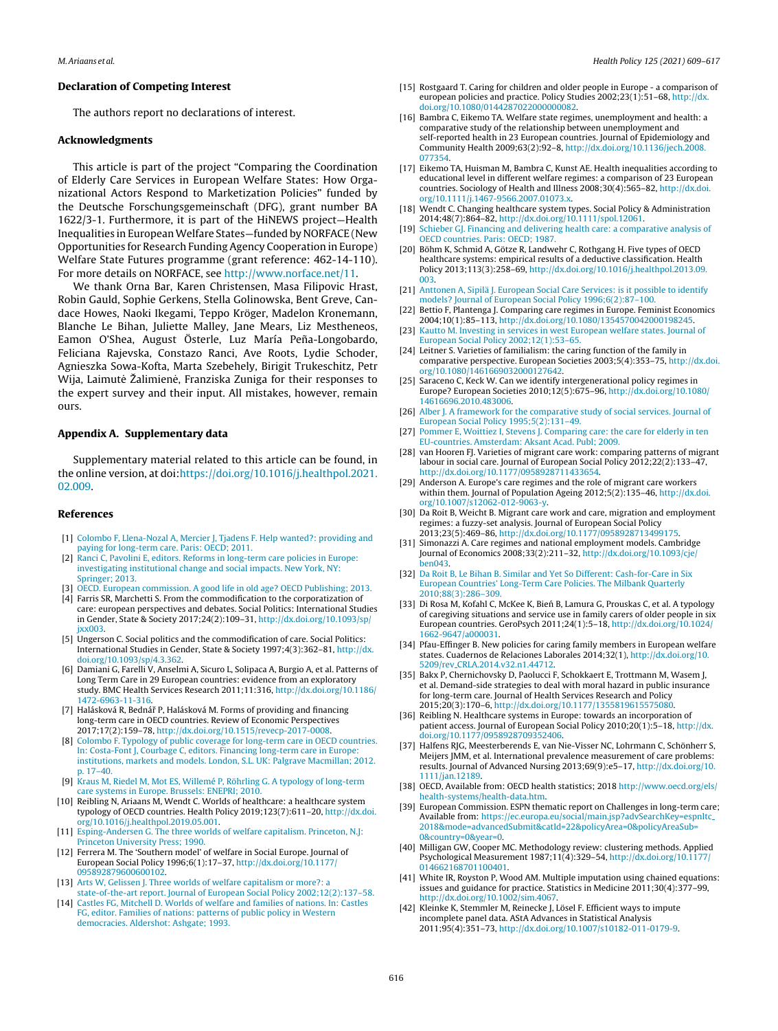## Declaration of Competing Interest

The authors report no declarations of interest.

## Acknowledgments

This article is part of the project "Comparing the Coordination of Elderly Care Services in European Welfare States: How Organizational Actors Respond to Marketization Policies" funded by the Deutsche Forschungsgemeinschaft (DFG), grant number BA 1622/3-1. Furthermore, it is part of the HiNEWS project—Health Inequalities in European Welfare States—funded by NORFACE (New Opportunities for Research Funding Agency Cooperation in Europe) Welfare State Futures programme (grant reference: 462-14-110). For more details on NORFACE, see http://www.norface.net/11.

We thank Orna Bar, Karen Christensen, Masa Filipovic Hrast, Robin Gauld, Sophie Gerkens, Stella Golinowska, Bent Greve, Candace Howes, Naoki Ikegami, Teppo Kröger, Madelon Kronemann, Blanche Le Bihan, Juliette Malley, Jane Mears, Liz Mestheneos, Eamon O'Shea, August Österle, Luz María Peña-Longobardo, Feliciana Rajevska, Constazo Ranci, Ave Roots, Lydie Schoder, Agnieszka Sowa-Kofta, Marta Szebehely, Birigit Trukeschitz, Petr Wija, Laimutė Žalimienė, Franziska Zuniga for their responses to the expert survey and their input. All mistakes, however, remain ours.

## Appendix A. Supplementary data

Supplementary material related to this article can be found, in the online version, at doi:https://doi.org/10.1016/j.healthpol.2021.02.009.

## References

[1] Colombo F, Llena-Nozal A, Mercier J, Tjadens F. Help wanted?: providing and paying for long-term care. Paris: OECD; 2011.

[2] Ranci C, Pavolini E, editors. Reforms in long-term care policies in Europe: investigating institutional change and social impacts. New York, NY: Springer; 2013.

[3] OECD. European commission. A good life in old age? OECD Publishing; 2013.

[4] Farris SR, Marchetti S. From the commodification to the corporatization of care: european perspectives and debates. Social Politics: International Studies in Gender, State & Society 2017;24(2):109–31, http://dx.doi.org/10.1093/sp/jxx003.

[5] Ungerson C. Social politics and the commodification of care. Social Politics: International Studies in Gender, State & Society 1997;4(3):362–81, http://dx.doi.org/10.1093/sp/4.3.362.

[6] Damiani G, Farelli V, Anselmi A, Sicuro L, Solipaca A, Burgio A, et al. Patterns of Long Term Care in 29 European countries: evidence from an exploratory study. BMC Health Services Research 2011;11:316, http://dx.doi.org/10.1186/1472-6963-11-316.

[7] Halásková R, Bednář P, Halásková M. Forms of providing and financing long-term care in OECD countries. Review of Economic Perspectives 2017;17(2):159–78, http://dx.doi.org/10.1515/revecp-2017-0008.

[8] Colombo F. Typology of public coverage for long-term care in OECD countries. In: Costa-Font J, Courbage C, editors. Financing long-term care in Europe: institutions, markets and models. London, S.L. UK: Palgrave Macmillan; 2012. p. 17–40.

[9] Kraus M, Riedel M, Mot ES, Willemé P, Röhrling G. A typology of long-term care systems in Europe. Brussels: ENEPRI; 2010.

[10] Reibling N, Ariaans M, Wendt C. Worlds of healthcare: a healthcare system typology of OECD countries. Health Policy 2019;123(7):611–20, http://dx.doi.org/10.1016/j.healthpol.2019.05.001.

[11] Esping-Andersen G. The three worlds of welfare capitalism. Princeton, N.J: Princeton University Press; 1990.

[12] Ferrera M. The 'Southern model' of welfare in Social Europe. Journal of European Social Policy 1996;6(1):17–37, http://dx.doi.org/10.1177/095892879600600102.

[13] Arts W, Gelissen J. Three worlds of welfare capitalism or more?: a state-of-the-art report. Journal of European Social Policy 2002;12(2):137–58.

[14] Castles FG, Mitchell D. Worlds of welfare and families of nations. In: Castles FG, editor. Families of nations: patterns of public policy in Western democracies. Aldershot: Ashgate; 1993.

[15] Rostgaard T. Caring for children and older people in Europe - a comparison of european policies and practice. Policy Studies 2002;23(1):51–68, http://dx.doi.org/10.1080/0144287022000000082.

[16] Bambra C, Eikemo TA. Welfare state regimes, unemployment and health: a comparative study of the relationship between unemployment and self-reported health in 23 European countries. Journal of Epidemiology and Community Health 2009;63(2):92–8, http://dx.doi.org/10.1136/jech.2008.077354.

[17] Eikemo TA, Huisman M, Bambra C, Kunst AE. Health inequalities according to educational level in different welfare regimes: a comparison of 23 European countries. Sociology of Health and Illness 2008;30(4):565–82, http://dx.doi.org/10.1111/j.1467-9566.2007.01073.x.

[18] Wendt C. Changing healthcare system types. Social Policy & Administration 2014;48(7):864–82, http://dx.doi.org/10.1111/spol.12061.

[19] Schieber GJ. Financing and delivering health care: a comparative analysis of OECD countries. Paris: OECD; 1987.

[20] Böhm K, Schmid A, Götze R, Landwehr C, Rothgang H. Five types of OECD healthcare systems: empirical results of a deductive classification. Health Policy 2013;113(3):258–69, http://dx.doi.org/10.1016/j.healthpol.2013.09.003.

[21] Anttonen A, Sipilä J. European Social Care Services: is it possible to identify models? Journal of European Social Policy 1996;6(2):87–100.

[22] Bettio F, Plantenga J. Comparing care regimes in Europe. Feminist Economics 2004;10(1):85–113, http://dx.doi.org/10.1080/1354570042000198245.

[23] Kautto M. Investing in services in west European welfare states. Journal of European Social Policy 2002;12(1):53–65.

[24] Leitner S. Varieties of familialism: the caring function of the family in comparative perspective. European Societies 2003;5(4):353–75, http://dx.doi.org/10.1080/1461669032000127642.

[25] Saraceno C, Keck W. Can we identify intergenerational policy regimes in Europe? European Societies 2010;12(5):675–96, http://dx.doi.org/10.1080/14616696.2010.483006.

[26] Alber J. A framework for the comparative study of social services. Journal of European Social Policy 1995;5(2):131–49.

[27] Pommer E, Woittiez I, Stevens J. Comparing care: the care for elderly in ten EU-countries. Amsterdam: Aksant Acad. Publ; 2009.

[28] van Hooren FJ. Varieties of migrant care work: comparing patterns of migrant labour in social care. Journal of European Social Policy 2012;22(2):133–47, http://dx.doi.org/10.1177/0958928711433654.

[29] Anderson A. Europe's care regimes and the role of migrant care workers within them. Journal of Population Ageing 2012;5(2):135–46, http://dx.doi.org/10.1007/s12062-012-9063-y.

[30] Da Roit B, Weicht B. Migrant care work and care, migration and employment regimes: a fuzzy-set analysis. Journal of European Social Policy 2013;23(5):469–86, http://dx.doi.org/10.1177/0958928713499175.

[31] Simonazzi A. Care regimes and national employment models. Cambridge Journal of Economics 2008;33(2):211–32, http://dx.doi.org/10.1093/cje/ben043.

[32] Da Roit B, Le Bihan B. Similar and Yet So Different: Cash-for-Care in Six European Countries' Long-Term Care Policies. The Milbank Quarterly 2010;88(3):286–309.

[33] Di Rosa M, Kofahl C, McKee K, Bień B, Lamura G, Prouskas C, et al. A typology of caregiving situations and service use in family carers of older people in six European countries. GeroPsych 2011;24(1):5–18, http://dx.doi.org/10.1024/1662-9647/a000031.

[34] Pfau-Effinger B. New policies for caring family members in European welfare states. Cuadernos de Relaciones Laborales 2014;32(1), http://dx.doi.org/10.5209/rev_CRLA.2014.v32.n1.44712.

[35] Bakx P, Chernichovsky D, Paolucci F, Schokkaert E, Trottmann M, Wasem J, et al. Demand-side strategies to deal with moral hazard in public insurance for long-term care. Journal of Health Services Research and Policy 2015;20(3):170–6, http://dx.doi.org/10.1177/1355819615575080.

[36] Reibling N. Healthcare systems in Europe: towards an incorporation of patient access. Journal of European Social Policy 2010;20(1):5–18, http://dx.doi.org/10.1177/0958928709352406.

[37] Halfens RJG, Meesterberends E, van Nie-Visser NC, Lohrmann C, Schönherr S, Meijers JMM, et al. International prevalence measurement of care problems: results. Journal of Advanced Nursing 2013;69(9):e5–17, http://dx.doi.org/10.1111/jan.12189.

[38] OECD, Available from: OECD health statistics; 2018 http://www.oecd.org/els/health-systems/health-data.htm.

[39] European Commission. ESPN thematic report on Challenges in long-term care; Available from: https://ec.europa.eu/social/main.jsp?advSearchKey=espnltc_2018&mode=advancedSubmit&catId=22&policyArea=0&policyAreaSub=0&country=0&year=0.

[40] Milligan GW, Cooper MC. Methodology review: clustering methods. Applied Psychological Measurement 1987;11(4):329–54, http://dx.doi.org/10.1177/014662168701100401.

[41] White IR, Royston P, Wood AM. Multiple imputation using chained equations: issues and guidance for practice. Statistics in Medicine 2011;30(4):377–99, http://dx.doi.org/10.1002/sim.4067.

[42] Kleinke K, Stemmler M, Reinecke J, Lösel F. Efficient ways to impute incomplete panel data. AStA Advances in Statistical Analysis 2011;95(4):351–73, http://dx.doi.org/10.1007/s10182-011-0179-9.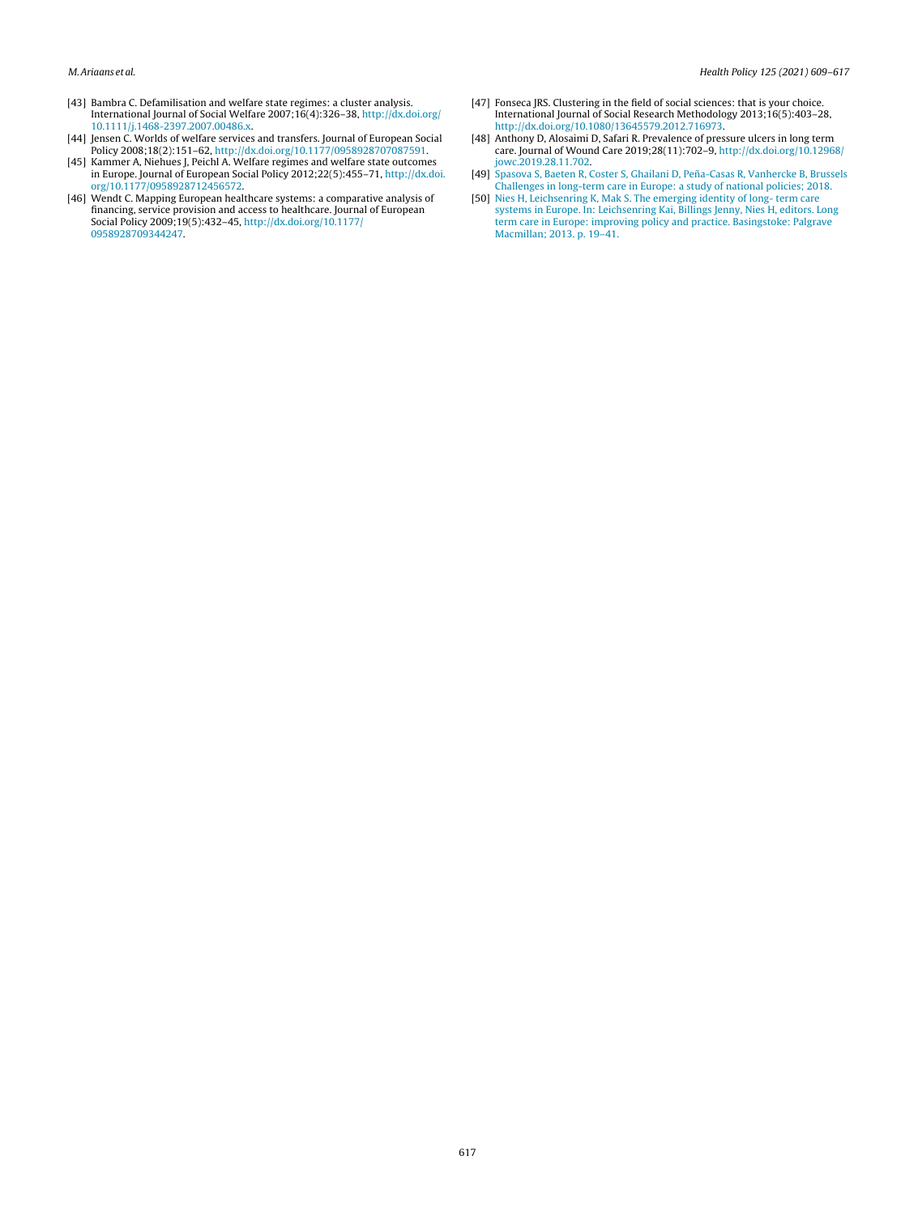[43] Bambra C. Defamilisation and welfare state regimes: a cluster analysis. International Journal of Social Welfare 2007;16(4):326–38, http://dx.doi.org/10.1111/j.1468-2397.2007.00486.x.

[44] Jensen C. Worlds of welfare services and transfers. Journal of European Social Policy 2008;18(2):151–62, http://dx.doi.org/10.1177/0958928707087591.

[45] Kammer A, Niehues J, Peichl A. Welfare regimes and welfare state outcomes in Europe. Journal of European Social Policy 2012;22(5):455–71, http://dx.doi.org/10.1177/0958928712456572.

[46] Wendt C. Mapping European healthcare systems: a comparative analysis of financing, service provision and access to healthcare. Journal of European Social Policy 2009;19(5):432–45, http://dx.doi.org/10.1177/0958928709344247.

[47] Fonseca JRS. Clustering in the field of social sciences: that is your choice. International Journal of Social Research Methodology 2013;16(5):403–28, http://dx.doi.org/10.1080/13645579.2012.716973.

[48] Anthony D, Alosaimi D, Safari R. Prevalence of pressure ulcers in long term care. Journal of Wound Care 2019;28(11):702–9, http://dx.doi.org/10.12968/jowc.2019.28.11.702.

[49] Spasova S, Baeten R, Coster S, Ghailani D, Peña-Casas R, Vanhercke B, Brussels Challenges in long-term care in Europe: a study of national policies; 2018.

[50] Nies H, Leichsenring K, Mak S. The emerging identity of long- term care systems in Europe. In: Leichsenring Kai, Billings Jenny, Nies H, editors. Long term care in Europe: improving policy and practice. Basingstoke: Palgrave Macmillan; 2013. p. 19–41.